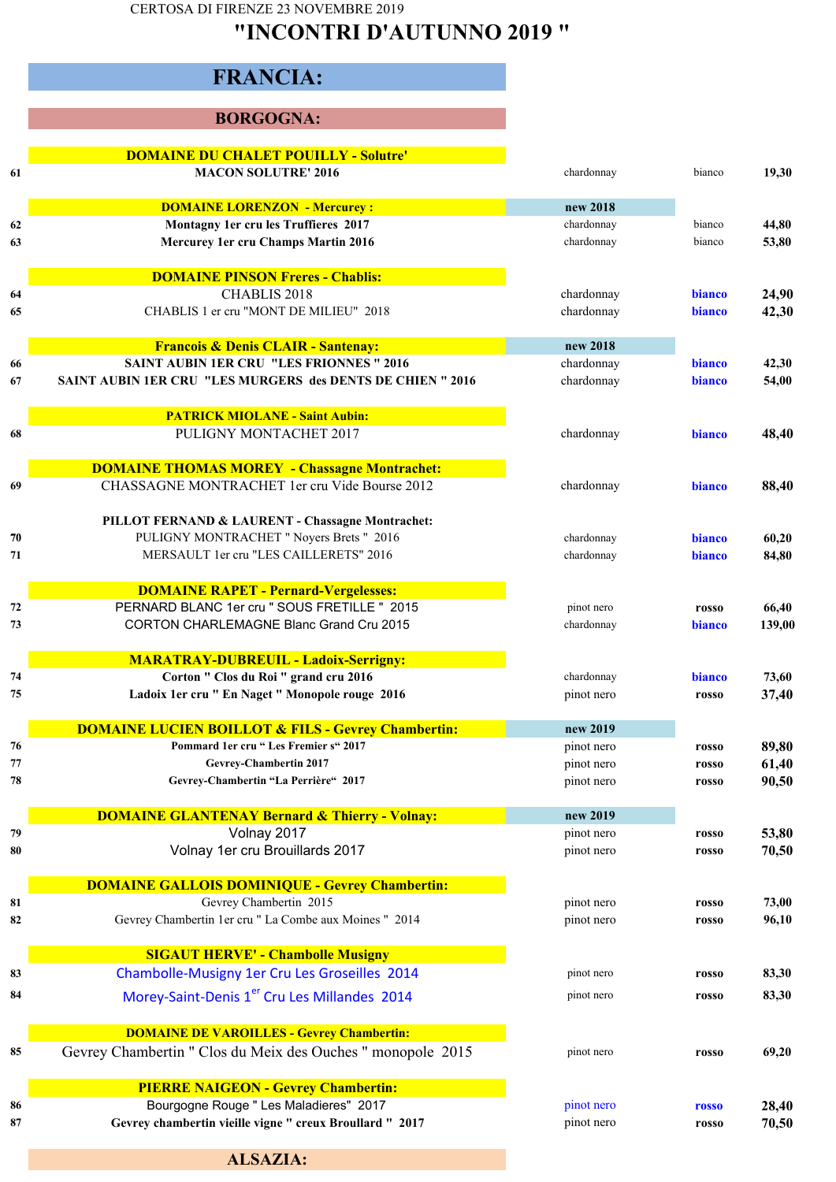CERTOSA DI FIRENZE 23 NOVEMBRE 2019

# "INCONTRI D'AUTUNNO 2019 "

## FRANCIA:

### BORGOGNA:

| N. | Vino | Vitigno | Tipo | Prezzo |
|---|---|---|---|---|
| | **DOMAINE DU CHALET POUILLY - Solutre'** | | | |
| 61 | **MACON SOLUTRE' 2016** | chardonnay | bianco | 19,30 |
| | **DOMAINE LORENZON - Mercurey :** | **new 2018** | | |
| 62 | **Montagny 1er cru les Truffieres 2017** | chardonnay | bianco | 44,80 |
| 63 | **Mercurey 1er cru Champs Martin 2016** | chardonnay | bianco | 53,80 |
| | **DOMAINE PINSON Freres - Chablis:** | | | |
| 64 | CHABLIS 2018 | chardonnay | bianco | 24,90 |
| 65 | CHABLIS 1 er cru "MONT DE MILIEU" 2018 | chardonnay | bianco | 42,30 |
| | **Francois & Denis CLAIR - Santenay:** | **new 2018** | | |
| 66 | **SAINT AUBIN 1ER CRU "LES FRIONNES " 2016** | chardonnay | bianco | 42,30 |
| 67 | **SAINT AUBIN 1ER CRU "LES MURGERS des DENTS DE CHIEN " 2016** | chardonnay | bianco | 54,00 |
| | **PATRICK MIOLANE - Saint Aubin:** | | | |
| 68 | PULIGNY MONTACHET 2017 | chardonnay | bianco | 48,40 |
| | **DOMAINE THOMAS MOREY - Chassagne Montrachet:** | | | |
| 69 | CHASSAGNE MONTRACHET 1er cru Vide Bourse 2012 | chardonnay | bianco | 88,40 |
| | **PILLOT FERNAND & LAURENT - Chassagne Montrachet:** | | | |
| 70 | PULIGNY MONTRACHET " Noyers Brets " 2016 | chardonnay | bianco | 60,20 |
| 71 | MERSAULT 1er cru "LES CAILLERETS" 2016 | chardonnay | bianco | 84,80 |
| | **DOMAINE RAPET - Pernard-Vergelesses:** | | | |
| 72 | PERNARD BLANC 1er cru " SOUS FRETILLE " 2015 | pinot nero | rosso | 66,40 |
| 73 | CORTON CHARLEMAGNE Blanc Grand Cru 2015 | chardonnay | bianco | 139,00 |
| | **MARATRAY-DUBREUIL - Ladoix-Serrigny:** | | | |
| 74 | **Corton " Clos du Roi " grand cru 2016** | chardonnay | bianco | 73,60 |
| 75 | **Ladoix 1er cru " En Naget " Monopole rouge 2016** | pinot nero | rosso | 37,40 |
| | **DOMAINE LUCIEN BOILLOT & FILS - Gevrey Chambertin:** | **new 2019** | | |
| 76 | **Pommard 1er cru " Les Fremier s" 2017** | pinot nero | rosso | 89,80 |
| 77 | **Gevrey-Chambertin 2017** | pinot nero | rosso | 61,40 |
| 78 | **Gevrey-Chambertin "La Perrière" 2017** | pinot nero | rosso | 90,50 |
| | **DOMAINE GLANTENAY Bernard & Thierry - Volnay:** | **new 2019** | | |
| 79 | Volnay 2017 | pinot nero | rosso | 53,80 |
| 80 | Volnay 1er cru Brouillards 2017 | pinot nero | rosso | 70,50 |
| | **DOMAINE GALLOIS DOMINIQUE - Gevrey Chambertin:** | | | |
| 81 | Gevrey Chambertin 2015 | pinot nero | rosso | 73,00 |
| 82 | Gevrey Chambertin 1er cru " La Combe aux Moines " 2014 | pinot nero | rosso | 96,10 |
| | **SIGAUT HERVE' - Chambolle Musigny** | | | |
| 83 | Chambolle-Musigny 1er Cru Les Groseilles 2014 | pinot nero | rosso | 83,30 |
| 84 | Morey-Saint-Denis 1er Cru Les Millandes 2014 | pinot nero | rosso | 83,30 |
| | **DOMAINE DE VAROILLES - Gevrey Chambertin:** | | | |
| 85 | Gevrey Chambertin " Clos du Meix des Ouches " monopole 2015 | pinot nero | rosso | 69,20 |
| | **PIERRE NAIGEON - Gevrey Chambertin:** | | | |
| 86 | Bourgogne Rouge " Les Maladieres" 2017 | pinot nero | rosso | 28,40 |
| 87 | **Gevrey chambertin vieille vigne " creux Broullard " 2017** | pinot nero | rosso | 70,50 |

### ALSAZIA: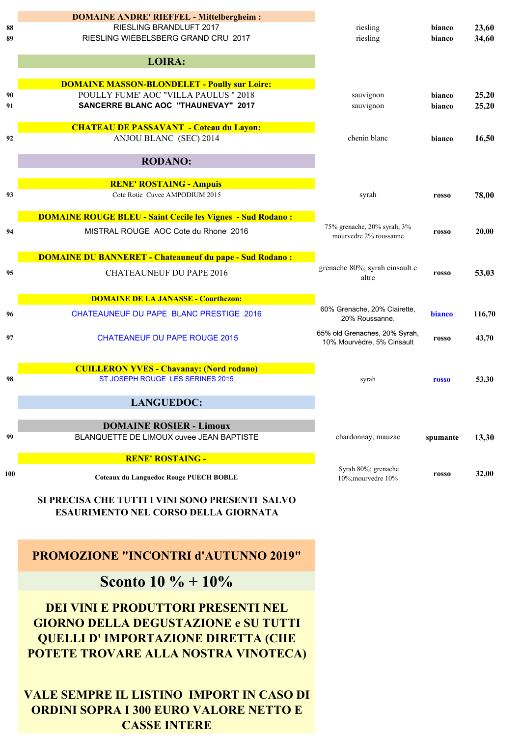| N. | Vino | Uvaggio | Tipo | Prezzo |
|---|---|---|---|---|
| | **DOMAINE ANDRE' RIEFFEL - Mittelbergheim :** | | | |
| 88 | RIESLING BRANDLUFT 2017 | riesling | bianco | 23,60 |
| 89 | RIESLING WIEBELSBERG GRAND CRU 2017 | riesling | bianco | 34,60 |
| | **LOIRA:** | | | |
| | **DOMAINE MASSON-BLONDELET - Poully sur Loire:** | | | |
| 90 | POULLY FUME' AOC "VILLA PAULUS " 2018 | sauvignon | bianco | 25,20 |
| 91 | SANCERRE BLANC AOC "THAUNEVAY" 2017 | sauvignon | bianco | 25,20 |
| | **CHATEAU DE PASSAVANT - Coteau du Layon:** | | | |
| 92 | ANJOU BLANC (SEC) 2014 | chenin blanc | bianco | 16,50 |
| | **RODANO:** | | | |
| | **RENE' ROSTAING - Ampuis** | | | |
| 93 | Cote Rotie Cuvee AMPODIUM 2015 | syrah | rosso | 78,00 |
| | **DOMAINE ROUGE BLEU - Saint Cecile les Vignes - Sud Rodano :** | | | |
| 94 | MISTRAL ROUGE AOC Cote du Rhone 2016 | 75% grenache, 20% syrah, 3% mourvedre 2% roussanne | rosso | 20,00 |
| | **DOMAINE DU BANNERET - Chateauneuf du pape - Sud Rodano :** | | | |
| 95 | CHATEAUNEUF DU PAPE 2016 | grenache 80%; syrah cinsault e altre | rosso | 53,03 |
| | **DOMAINE DE LA JANASSE - Courthezon:** | | | |
| 96 | CHATEAUNEUF DU PAPE BLANC PRESTIGE 2016 | 60% Grenache, 20% Clairette, 20% Roussanne. | bianco | 116,70 |
| 97 | CHATEANEUF DU PAPE ROUGE 2015 | 65% old Grenaches, 20% Syrah, 10% Mourvèdre, 5% Cinsault | rosso | 43,70 |
| | **CUILLERON YVES - Chavanay: (Nord rodano)** | | | |
| 98 | ST JOSEPH ROUGE LES SERINES 2015 | syrah | rosso | 53,30 |
| | **LANGUEDOC:** | | | |
| | **DOMAINE ROSIER - Limoux** | | | |
| 99 | BLANQUETTE DE LIMOUX cuvee JEAN BAPTISTE | chardonnay, mauzac | spumante | 13,30 |
| | **RENE' ROSTAING -** | | | |
| 100 | Coteaux du Languedoc Rouge PUECH BOBLE | Syrah 80%; grenache 10%;mourvedre 10% | rosso | 32,00 |

**SI PRECISA CHE TUTTI I VINI SONO PRESENTI SALVO ESAURIMENTO NEL CORSO DELLA GIORNATA**

## PROMOZIONE "INCONTRI d'AUTUNNO 2019"

# Sconto 10 % + 10%

**DEI VINI E PRODUTTORI PRESENTI NEL GIORNO DELLA DEGUSTAZIONE e SU TUTTI QUELLI D' IMPORTAZIONE DIRETTA (CHE POTETE TROVARE ALLA NOSTRA VINOTECA)**

**VALE SEMPRE IL LISTINO IMPORT IN CASO DI ORDINI SOPRA I 300 EURO VALORE NETTO E CASSE INTERE**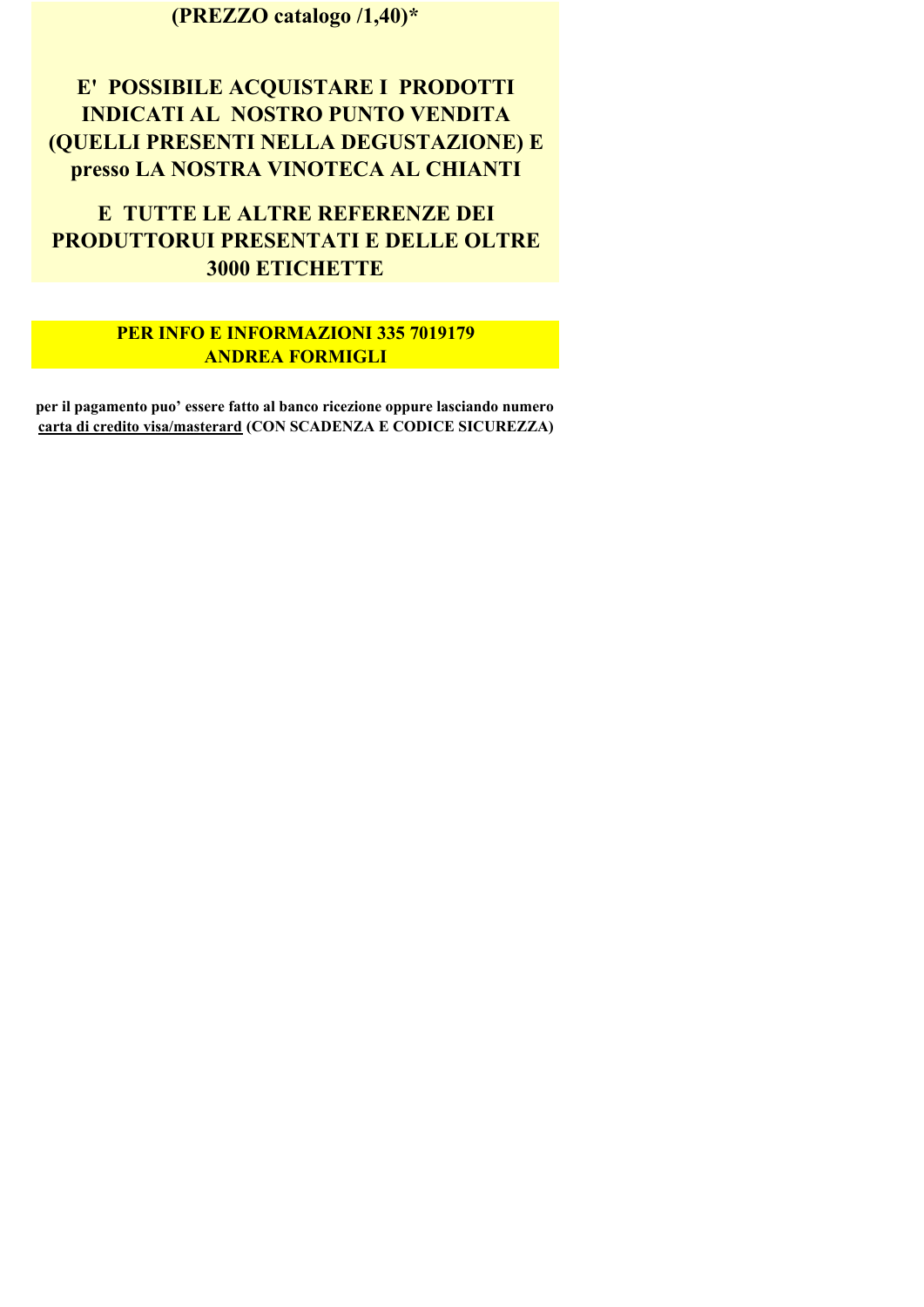**(PREZZO catalogo /1,40)***

**E' POSSIBILE ACQUISTARE I PRODOTTI INDICATI AL NOSTRO PUNTO VENDITA (QUELLI PRESENTI NELLA DEGUSTAZIONE) E presso LA NOSTRA VINOTECA AL CHIANTI**

**E TUTTE LE ALTRE REFERENZE DEI PRODUTTORUI PRESENTATI E DELLE OLTRE 3000 ETICHETTE**

**PER INFO E INFORMAZIONI 335 7019179**
**ANDREA FORMIGLI**

**per il pagamento puo' essere fatto al banco ricezione oppure lasciando numero <u>carta di credito visa/masterard</u> (CON SCADENZA E CODICE SICUREZZA)**